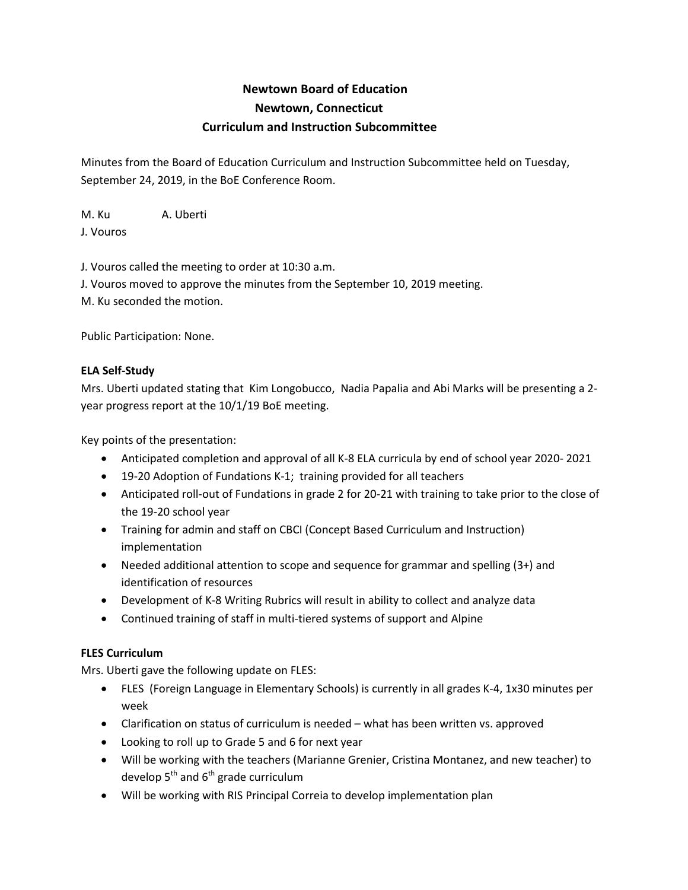# Newtown Board of Education
## Newtown, Connecticut
## Curriculum and Instruction Subcommittee

Minutes from the Board of Education Curriculum and Instruction Subcommittee held on Tuesday, September 24, 2019, in the BoE Conference Room.

M. Ku    A. Uberti
J. Vouros

J. Vouros called the meeting to order at 10:30 a.m.
J. Vouros moved to approve the minutes from the September 10, 2019 meeting.
M. Ku seconded the motion.

Public Participation: None.

**ELA Self-Study**

Mrs. Uberti updated stating that Kim Longobucco, Nadia Papalia and Abi Marks will be presenting a 2-year progress report at the 10/1/19 BoE meeting.

Key points of the presentation:

- Anticipated completion and approval of all K-8 ELA curricula by end of school year 2020- 2021
- 19-20 Adoption of Fundations K-1; training provided for all teachers
- Anticipated roll-out of Fundations in grade 2 for 20-21 with training to take prior to the close of the 19-20 school year
- Training for admin and staff on CBCI (Concept Based Curriculum and Instruction) implementation
- Needed additional attention to scope and sequence for grammar and spelling (3+) and identification of resources
- Development of K-8 Writing Rubrics will result in ability to collect and analyze data
- Continued training of staff in multi-tiered systems of support and Alpine

**FLES Curriculum**

Mrs. Uberti gave the following update on FLES:

- FLES (Foreign Language in Elementary Schools) is currently in all grades K-4, 1x30 minutes per week
- Clarification on status of curriculum is needed – what has been written vs. approved
- Looking to roll up to Grade 5 and 6 for next year
- Will be working with the teachers (Marianne Grenier, Cristina Montanez, and new teacher) to develop 5th and 6th grade curriculum
- Will be working with RIS Principal Correia to develop implementation plan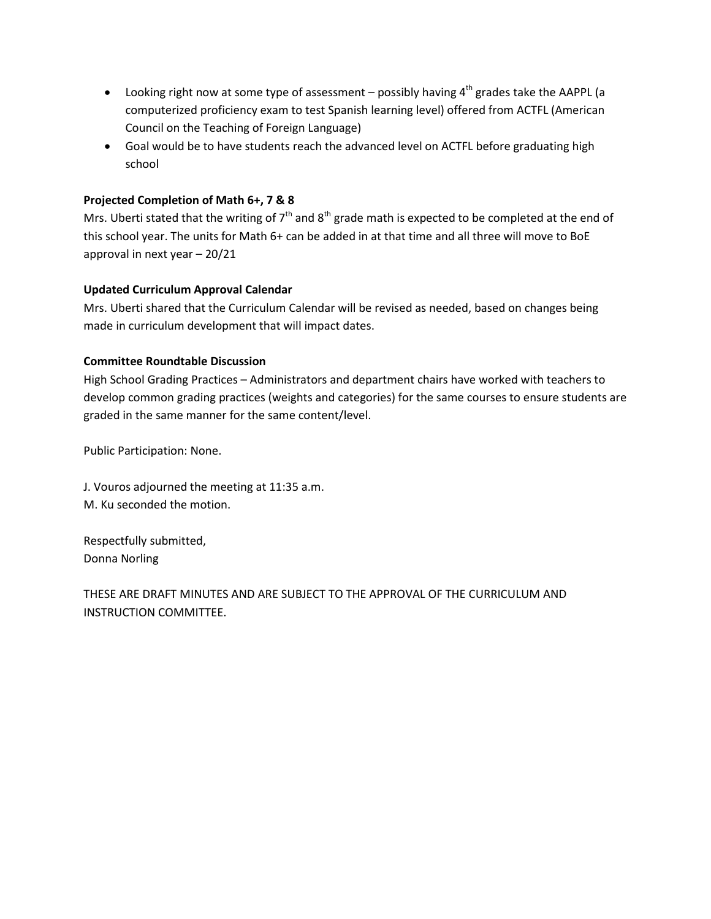- Looking right now at some type of assessment – possibly having 4$^{th}$ grades take the AAPPL (a computerized proficiency exam to test Spanish learning level) offered from ACTFL (American Council on the Teaching of Foreign Language)
- Goal would be to have students reach the advanced level on ACTFL before graduating high school

**Projected Completion of Math 6+, 7 & 8**

Mrs. Uberti stated that the writing of 7$^{th}$ and 8$^{th}$ grade math is expected to be completed at the end of this school year. The units for Math 6+ can be added in at that time and all three will move to BoE approval in next year – 20/21

**Updated Curriculum Approval Calendar**

Mrs. Uberti shared that the Curriculum Calendar will be revised as needed, based on changes being made in curriculum development that will impact dates.

**Committee Roundtable Discussion**

High School Grading Practices – Administrators and department chairs have worked with teachers to develop common grading practices (weights and categories) for the same courses to ensure students are graded in the same manner for the same content/level.

Public Participation: None.

J. Vouros adjourned the meeting at 11:35 a.m.
M. Ku seconded the motion.

Respectfully submitted,
Donna Norling

THESE ARE DRAFT MINUTES AND ARE SUBJECT TO THE APPROVAL OF THE CURRICULUM AND INSTRUCTION COMMITTEE.